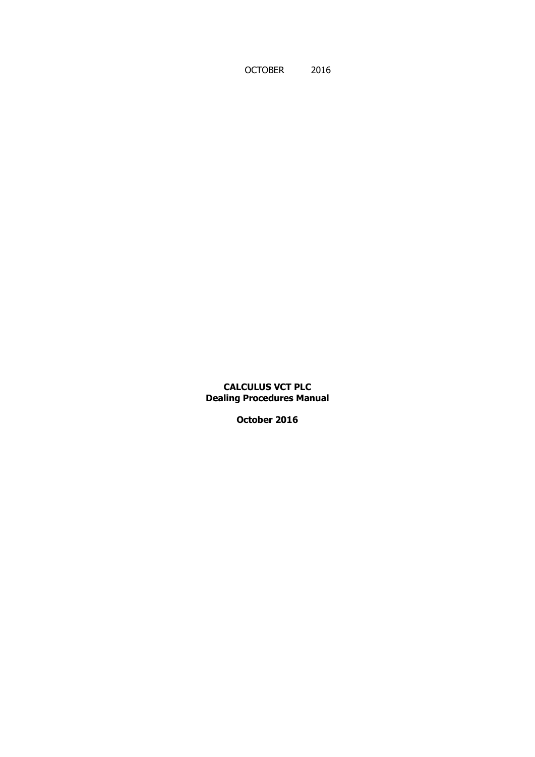OCTOBER 2016

**CALCULUS VCT PLC**
**Dealing Procedures Manual**

**October 2016**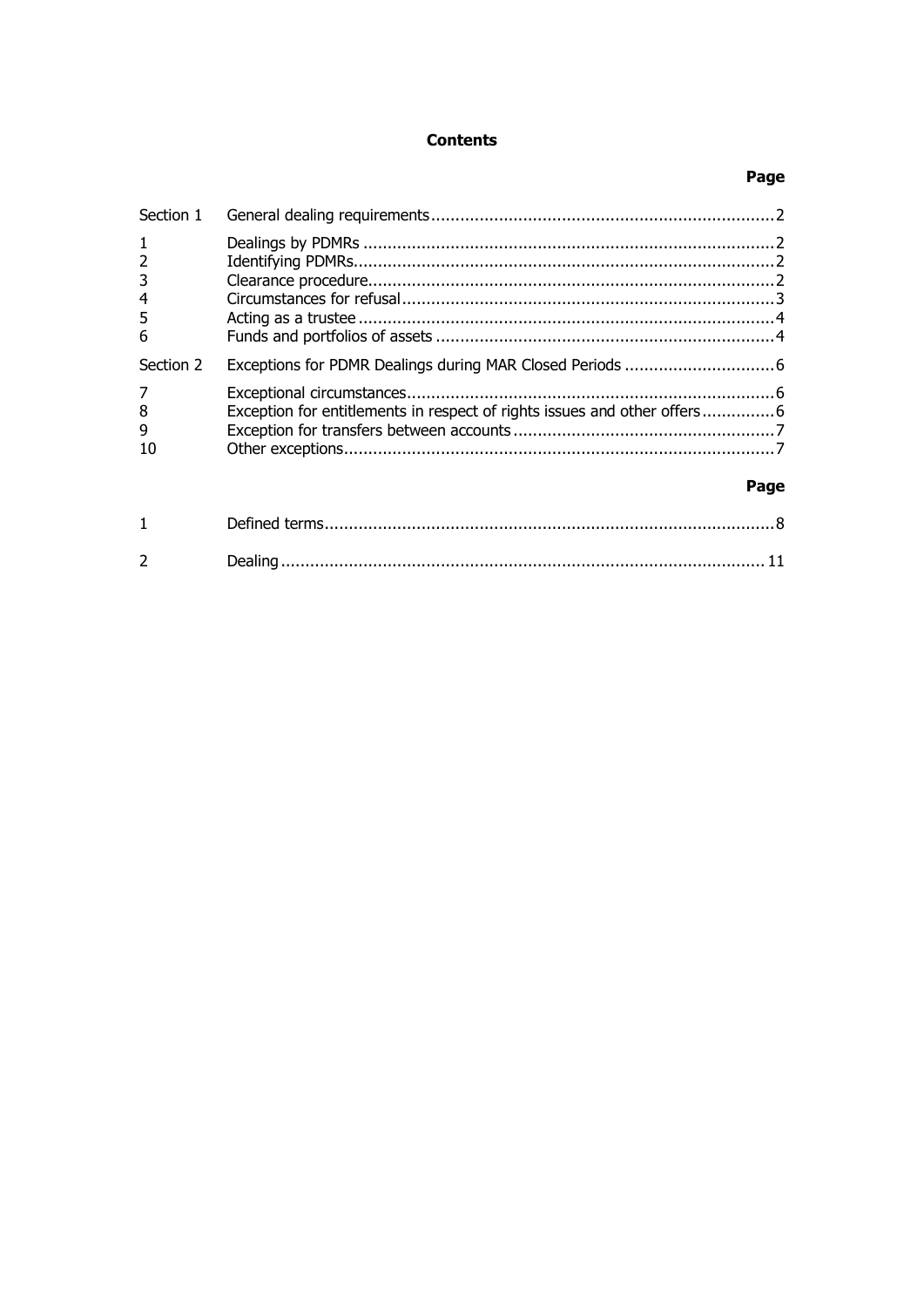**Contents**

| | | Page |
|---|---|---|
| Section 1 | General dealing requirements | 2 |
| 1 | Dealings by PDMRs | 2 |
| 2 | Identifying PDMRs | 2 |
| 3 | Clearance procedure | 2 |
| 4 | Circumstances for refusal | 3 |
| 5 | Acting as a trustee | 4 |
| 6 | Funds and portfolios of assets | 4 |
| Section 2 | Exceptions for PDMR Dealings during MAR Closed Periods | 6 |
| 7 | Exceptional circumstances | 6 |
| 8 | Exception for entitlements in respect of rights issues and other offers | 6 |
| 9 | Exception for transfers between accounts | 7 |
| 10 | Other exceptions | 7 |

| | | Page |
|---|---|---|
| 1 | Defined terms | 8 |
| 2 | Dealing | 11 |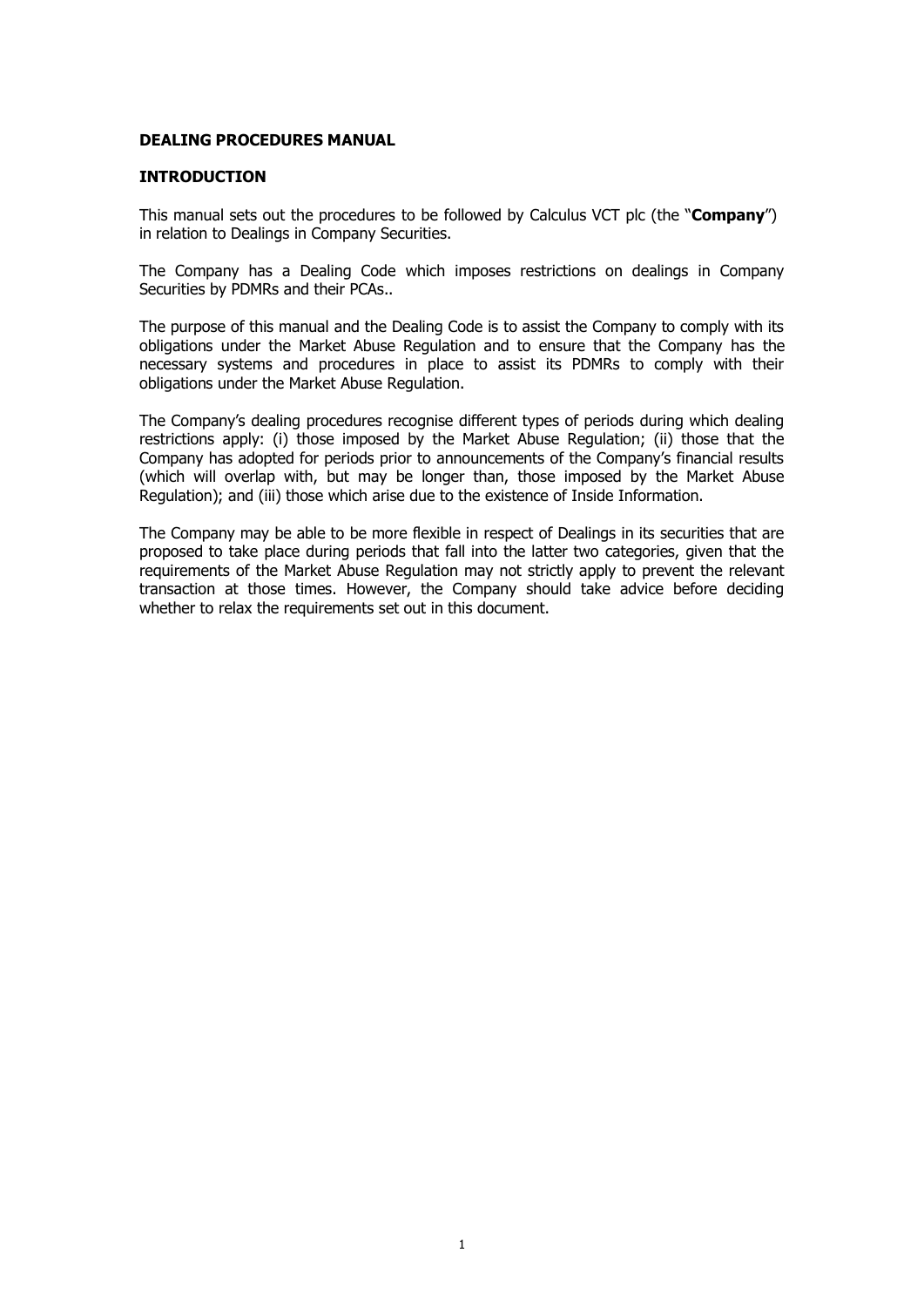## DEALING PROCEDURES MANUAL

### INTRODUCTION

This manual sets out the procedures to be followed by Calculus VCT plc (the "**Company**") in relation to Dealings in Company Securities.

The Company has a Dealing Code which imposes restrictions on dealings in Company Securities by PDMRs and their PCAs..

The purpose of this manual and the Dealing Code is to assist the Company to comply with its obligations under the Market Abuse Regulation and to ensure that the Company has the necessary systems and procedures in place to assist its PDMRs to comply with their obligations under the Market Abuse Regulation.

The Company's dealing procedures recognise different types of periods during which dealing restrictions apply: (i) those imposed by the Market Abuse Regulation; (ii) those that the Company has adopted for periods prior to announcements of the Company's financial results (which will overlap with, but may be longer than, those imposed by the Market Abuse Regulation); and (iii) those which arise due to the existence of Inside Information.

The Company may be able to be more flexible in respect of Dealings in its securities that are proposed to take place during periods that fall into the latter two categories, given that the requirements of the Market Abuse Regulation may not strictly apply to prevent the relevant transaction at those times. However, the Company should take advice before deciding whether to relax the requirements set out in this document.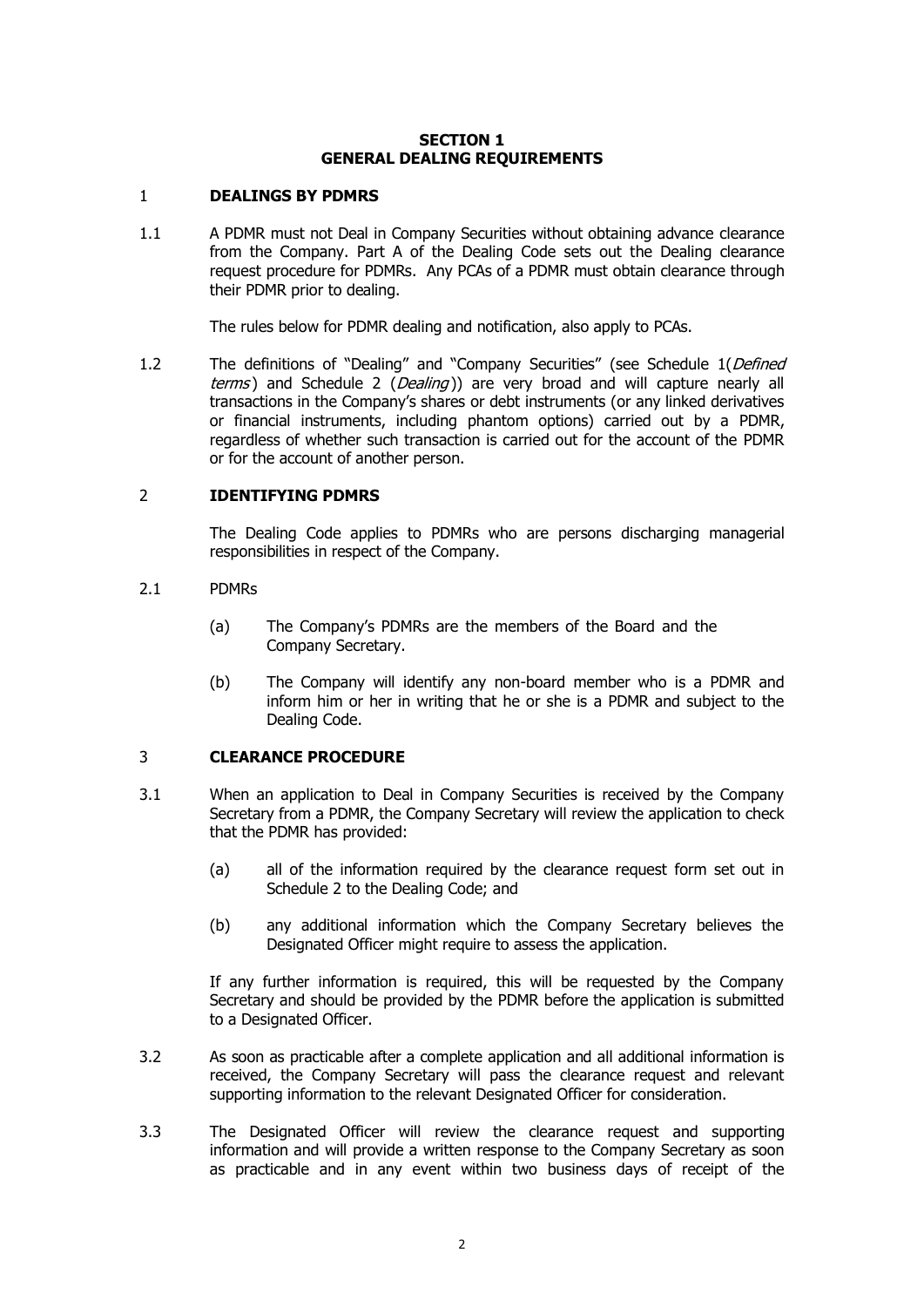# SECTION 1
# GENERAL DEALING REQUIREMENTS

## 1 DEALINGS BY PDMRS

1.1 A PDMR must not Deal in Company Securities without obtaining advance clearance from the Company. Part A of the Dealing Code sets out the Dealing clearance request procedure for PDMRs. Any PCAs of a PDMR must obtain clearance through their PDMR prior to dealing.

The rules below for PDMR dealing and notification, also apply to PCAs.

1.2 The definitions of "Dealing" and "Company Securities" (see Schedule 1(*Defined terms*) and Schedule 2 (*Dealing*)) are very broad and will capture nearly all transactions in the Company's shares or debt instruments (or any linked derivatives or financial instruments, including phantom options) carried out by a PDMR, regardless of whether such transaction is carried out for the account of the PDMR or for the account of another person.

## 2 IDENTIFYING PDMRS

The Dealing Code applies to PDMRs who are persons discharging managerial responsibilities in respect of the Company.

2.1 PDMRs

(a) The Company's PDMRs are the members of the Board and the Company Secretary.

(b) The Company will identify any non-board member who is a PDMR and inform him or her in writing that he or she is a PDMR and subject to the Dealing Code.

## 3 CLEARANCE PROCEDURE

3.1 When an application to Deal in Company Securities is received by the Company Secretary from a PDMR, the Company Secretary will review the application to check that the PDMR has provided:

(a) all of the information required by the clearance request form set out in Schedule 2 to the Dealing Code; and

(b) any additional information which the Company Secretary believes the Designated Officer might require to assess the application.

If any further information is required, this will be requested by the Company Secretary and should be provided by the PDMR before the application is submitted to a Designated Officer.

3.2 As soon as practicable after a complete application and all additional information is received, the Company Secretary will pass the clearance request and relevant supporting information to the relevant Designated Officer for consideration.

3.3 The Designated Officer will review the clearance request and supporting information and will provide a written response to the Company Secretary as soon as practicable and in any event within two business days of receipt of the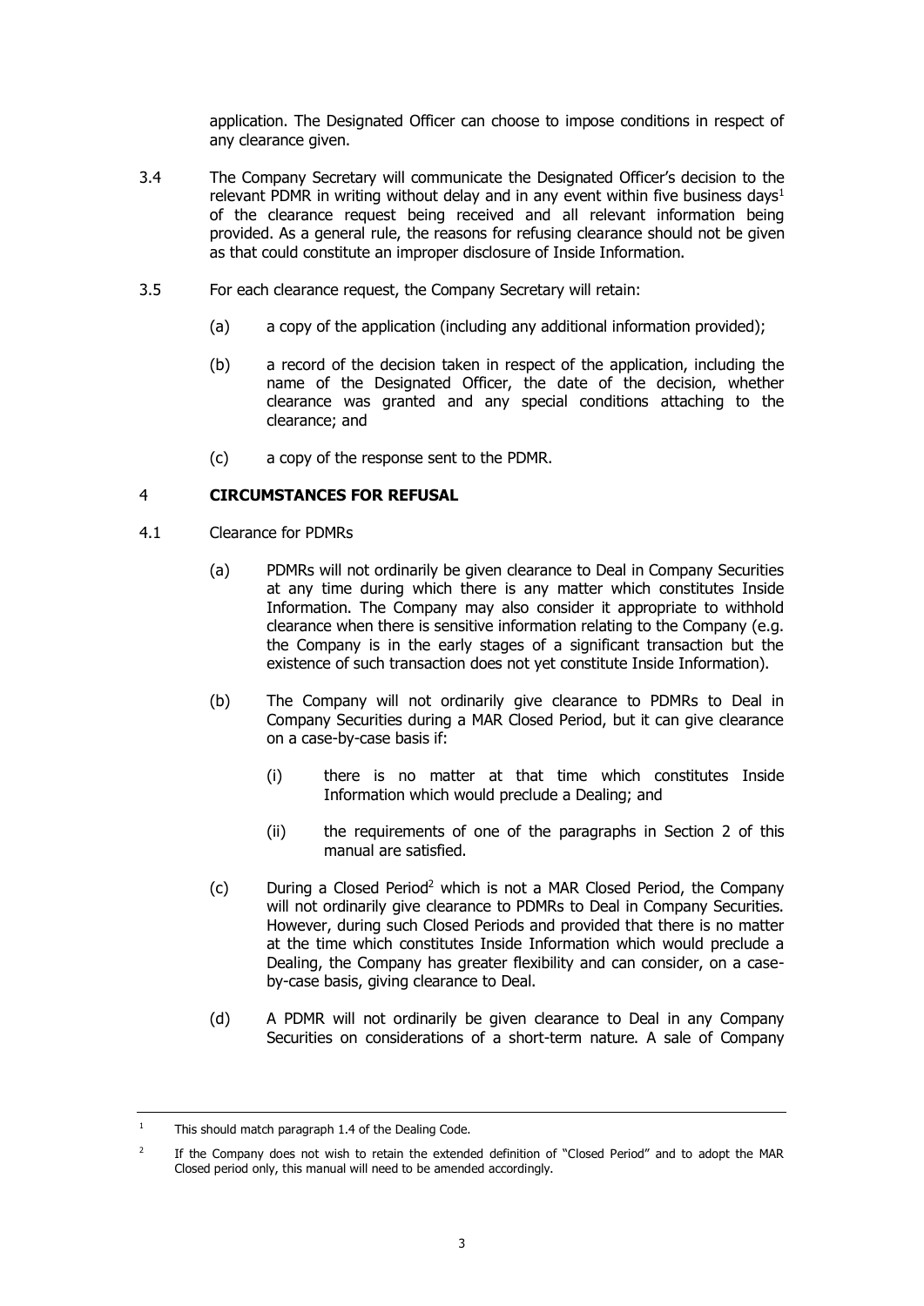application. The Designated Officer can choose to impose conditions in respect of any clearance given.

3.4 The Company Secretary will communicate the Designated Officer's decision to the relevant PDMR in writing without delay and in any event within five business days[1] of the clearance request being received and all relevant information being provided. As a general rule, the reasons for refusing clearance should not be given as that could constitute an improper disclosure of Inside Information.

3.5 For each clearance request, the Company Secretary will retain:

(a) a copy of the application (including any additional information provided);

(b) a record of the decision taken in respect of the application, including the name of the Designated Officer, the date of the decision, whether clearance was granted and any special conditions attaching to the clearance; and

(c) a copy of the response sent to the PDMR.

## 4 CIRCUMSTANCES FOR REFUSAL

4.1 Clearance for PDMRs

(a) PDMRs will not ordinarily be given clearance to Deal in Company Securities at any time during which there is any matter which constitutes Inside Information. The Company may also consider it appropriate to withhold clearance when there is sensitive information relating to the Company (e.g. the Company is in the early stages of a significant transaction but the existence of such transaction does not yet constitute Inside Information).

(b) The Company will not ordinarily give clearance to PDMRs to Deal in Company Securities during a MAR Closed Period, but it can give clearance on a case-by-case basis if:

(i) there is no matter at that time which constitutes Inside Information which would preclude a Dealing; and

(ii) the requirements of one of the paragraphs in Section 2 of this manual are satisfied.

(c) During a Closed Period[2] which is not a MAR Closed Period, the Company will not ordinarily give clearance to PDMRs to Deal in Company Securities. However, during such Closed Periods and provided that there is no matter at the time which constitutes Inside Information which would preclude a Dealing, the Company has greater flexibility and can consider, on a case-by-case basis, giving clearance to Deal.

(d) A PDMR will not ordinarily be given clearance to Deal in any Company Securities on considerations of a short-term nature. A sale of Company

---

[1] This should match paragraph 1.4 of the Dealing Code.

[2] If the Company does not wish to retain the extended definition of "Closed Period" and to adopt the MAR Closed period only, this manual will need to be amended accordingly.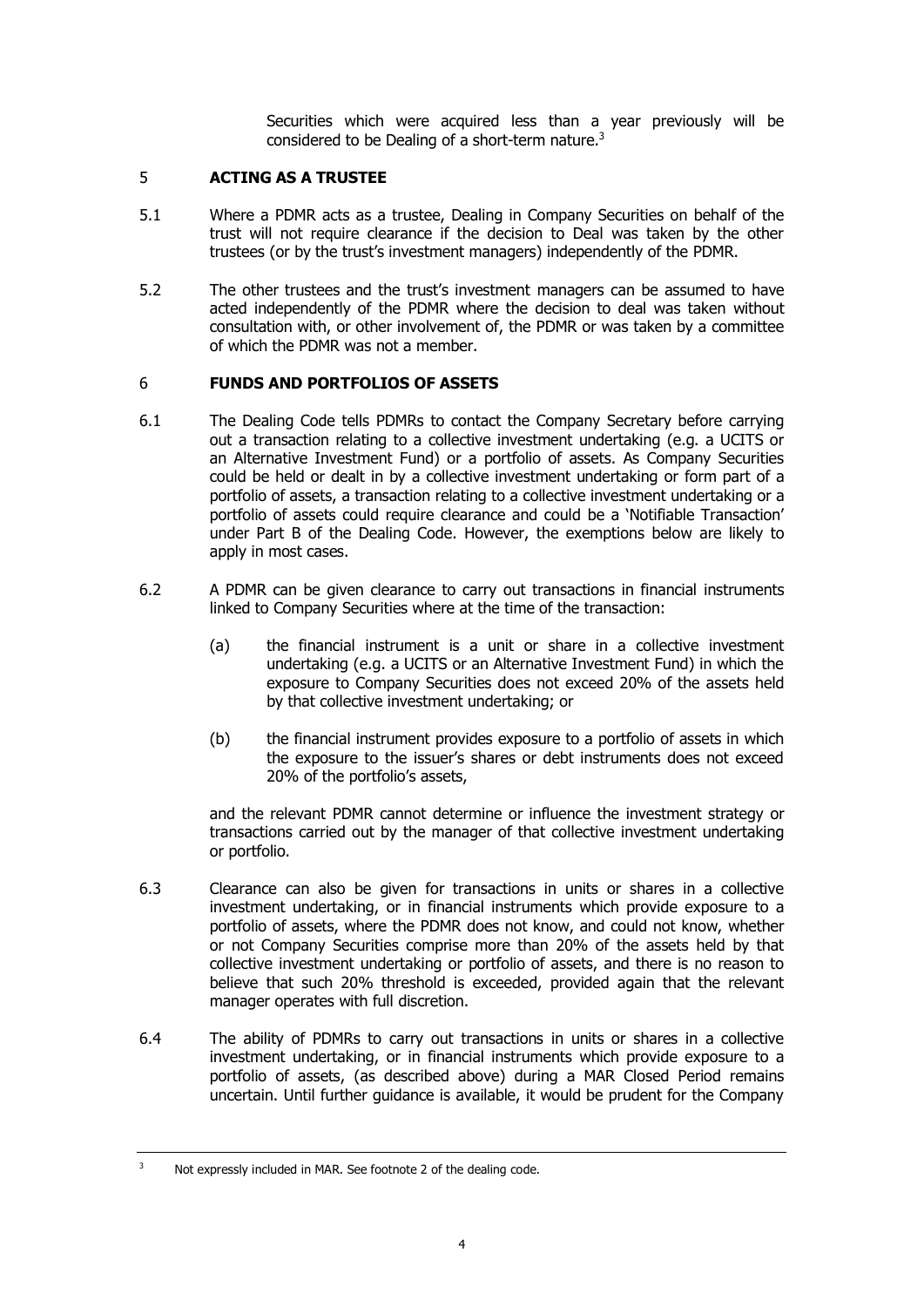Securities which were acquired less than a year previously will be considered to be Dealing of a short-term nature.[3]

## 5 ACTING AS A TRUSTEE

5.1 Where a PDMR acts as a trustee, Dealing in Company Securities on behalf of the trust will not require clearance if the decision to Deal was taken by the other trustees (or by the trust's investment managers) independently of the PDMR.

5.2 The other trustees and the trust's investment managers can be assumed to have acted independently of the PDMR where the decision to deal was taken without consultation with, or other involvement of, the PDMR or was taken by a committee of which the PDMR was not a member.

## 6 FUNDS AND PORTFOLIOS OF ASSETS

6.1 The Dealing Code tells PDMRs to contact the Company Secretary before carrying out a transaction relating to a collective investment undertaking (e.g. a UCITS or an Alternative Investment Fund) or a portfolio of assets. As Company Securities could be held or dealt in by a collective investment undertaking or form part of a portfolio of assets, a transaction relating to a collective investment undertaking or a portfolio of assets could require clearance and could be a 'Notifiable Transaction' under Part B of the Dealing Code. However, the exemptions below are likely to apply in most cases.

6.2 A PDMR can be given clearance to carry out transactions in financial instruments linked to Company Securities where at the time of the transaction:

(a) the financial instrument is a unit or share in a collective investment undertaking (e.g. a UCITS or an Alternative Investment Fund) in which the exposure to Company Securities does not exceed 20% of the assets held by that collective investment undertaking; or

(b) the financial instrument provides exposure to a portfolio of assets in which the exposure to the issuer's shares or debt instruments does not exceed 20% of the portfolio's assets,

and the relevant PDMR cannot determine or influence the investment strategy or transactions carried out by the manager of that collective investment undertaking or portfolio.

6.3 Clearance can also be given for transactions in units or shares in a collective investment undertaking, or in financial instruments which provide exposure to a portfolio of assets, where the PDMR does not know, and could not know, whether or not Company Securities comprise more than 20% of the assets held by that collective investment undertaking or portfolio of assets, and there is no reason to believe that such 20% threshold is exceeded, provided again that the relevant manager operates with full discretion.

6.4 The ability of PDMRs to carry out transactions in units or shares in a collective investment undertaking, or in financial instruments which provide exposure to a portfolio of assets, (as described above) during a MAR Closed Period remains uncertain. Until further guidance is available, it would be prudent for the Company

---

[3] Not expressly included in MAR. See footnote 2 of the dealing code.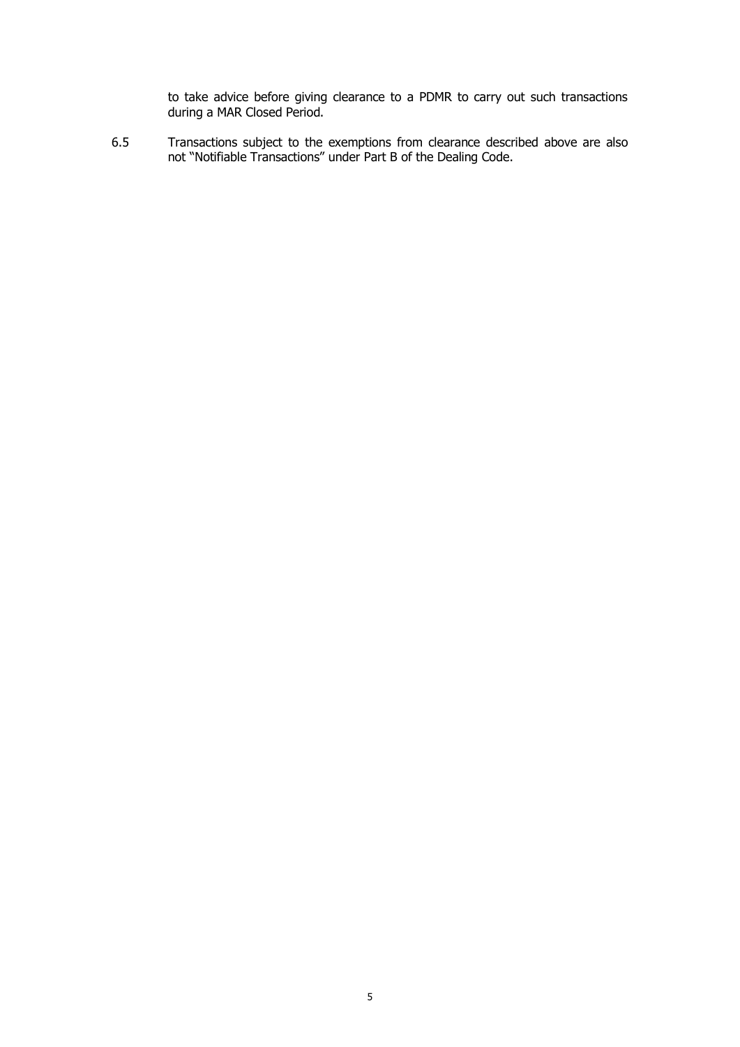to take advice before giving clearance to a PDMR to carry out such transactions during a MAR Closed Period.

6.5 Transactions subject to the exemptions from clearance described above are also not "Notifiable Transactions" under Part B of the Dealing Code.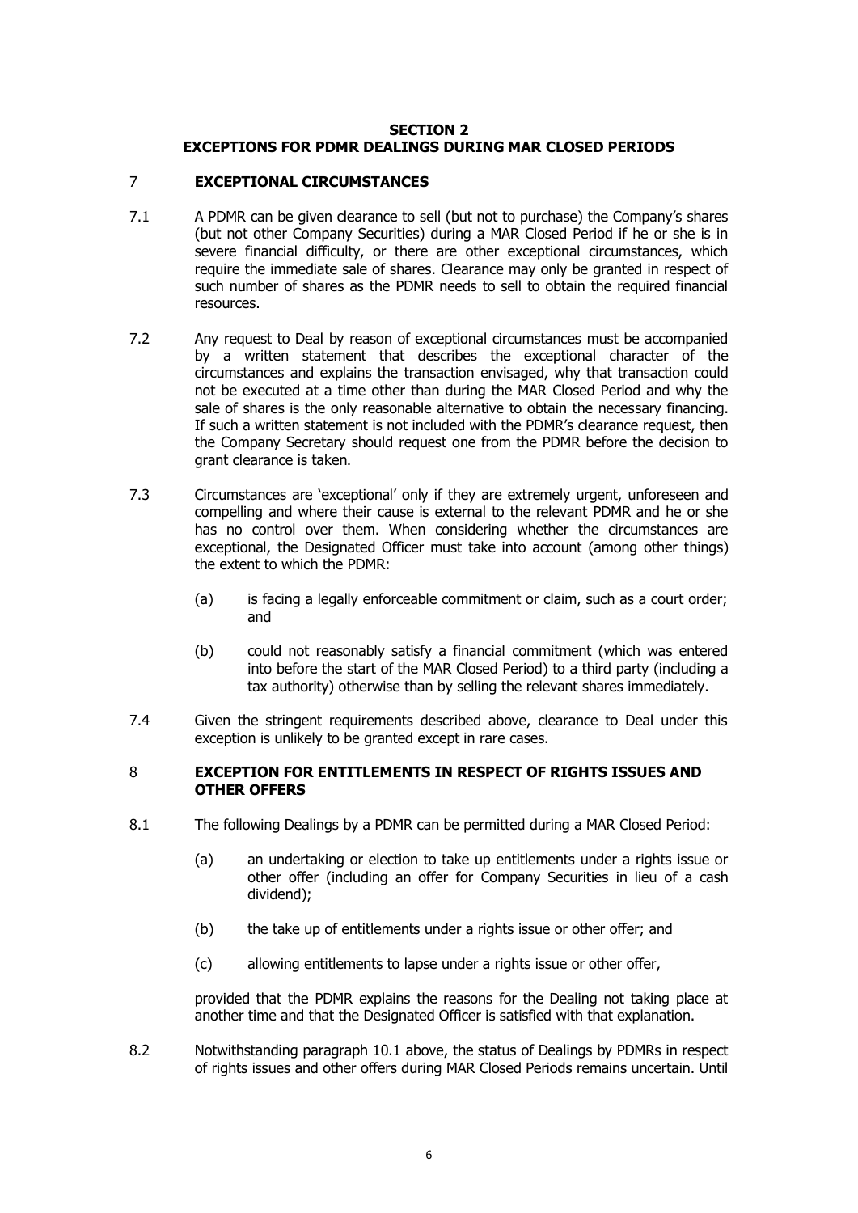## SECTION 2
## EXCEPTIONS FOR PDMR DEALINGS DURING MAR CLOSED PERIODS

### 7 EXCEPTIONAL CIRCUMSTANCES

7.1 A PDMR can be given clearance to sell (but not to purchase) the Company's shares (but not other Company Securities) during a MAR Closed Period if he or she is in severe financial difficulty, or there are other exceptional circumstances, which require the immediate sale of shares. Clearance may only be granted in respect of such number of shares as the PDMR needs to sell to obtain the required financial resources.

7.2 Any request to Deal by reason of exceptional circumstances must be accompanied by a written statement that describes the exceptional character of the circumstances and explains the transaction envisaged, why that transaction could not be executed at a time other than during the MAR Closed Period and why the sale of shares is the only reasonable alternative to obtain the necessary financing. If such a written statement is not included with the PDMR's clearance request, then the Company Secretary should request one from the PDMR before the decision to grant clearance is taken.

7.3 Circumstances are 'exceptional' only if they are extremely urgent, unforeseen and compelling and where their cause is external to the relevant PDMR and he or she has no control over them. When considering whether the circumstances are exceptional, the Designated Officer must take into account (among other things) the extent to which the PDMR:

(a) is facing a legally enforceable commitment or claim, such as a court order; and

(b) could not reasonably satisfy a financial commitment (which was entered into before the start of the MAR Closed Period) to a third party (including a tax authority) otherwise than by selling the relevant shares immediately.

7.4 Given the stringent requirements described above, clearance to Deal under this exception is unlikely to be granted except in rare cases.

### 8 EXCEPTION FOR ENTITLEMENTS IN RESPECT OF RIGHTS ISSUES AND OTHER OFFERS

8.1 The following Dealings by a PDMR can be permitted during a MAR Closed Period:

(a) an undertaking or election to take up entitlements under a rights issue or other offer (including an offer for Company Securities in lieu of a cash dividend);

(b) the take up of entitlements under a rights issue or other offer; and

(c) allowing entitlements to lapse under a rights issue or other offer,

provided that the PDMR explains the reasons for the Dealing not taking place at another time and that the Designated Officer is satisfied with that explanation.

8.2 Notwithstanding paragraph 10.1 above, the status of Dealings by PDMRs in respect of rights issues and other offers during MAR Closed Periods remains uncertain. Until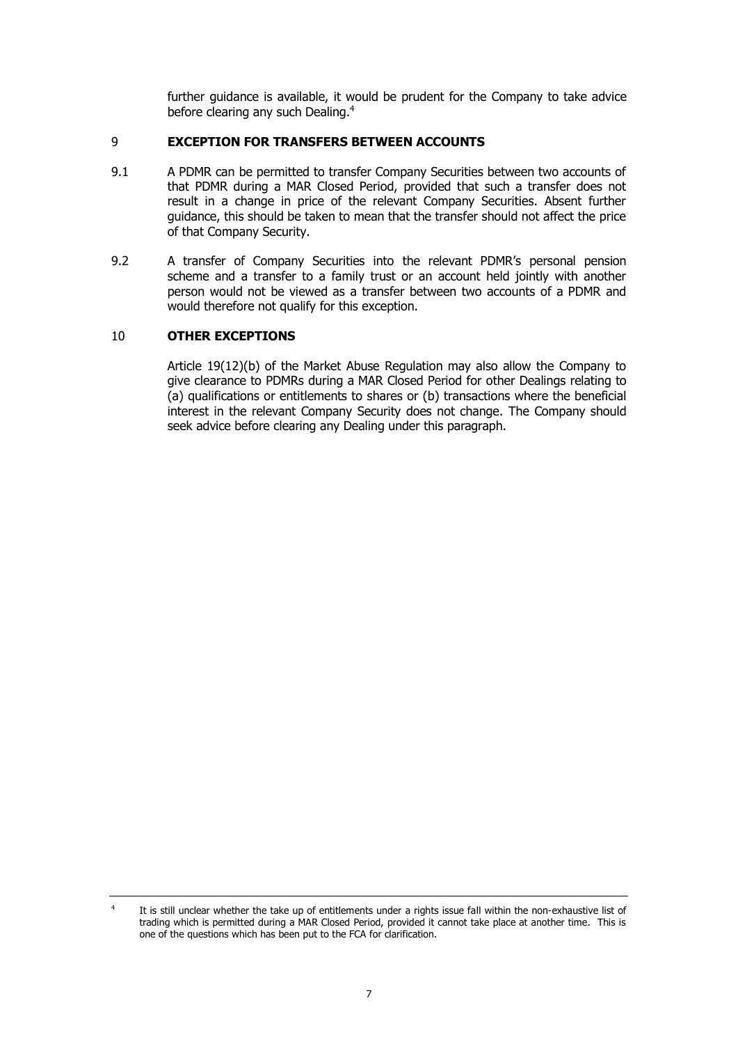further guidance is available, it would be prudent for the Company to take advice before clearing any such Dealing.[4]

## 9 EXCEPTION FOR TRANSFERS BETWEEN ACCOUNTS

9.1 A PDMR can be permitted to transfer Company Securities between two accounts of that PDMR during a MAR Closed Period, provided that such a transfer does not result in a change in price of the relevant Company Securities. Absent further guidance, this should be taken to mean that the transfer should not affect the price of that Company Security.

9.2 A transfer of Company Securities into the relevant PDMR's personal pension scheme and a transfer to a family trust or an account held jointly with another person would not be viewed as a transfer between two accounts of a PDMR and would therefore not qualify for this exception.

## 10 OTHER EXCEPTIONS

Article 19(12)(b) of the Market Abuse Regulation may also allow the Company to give clearance to PDMRs during a MAR Closed Period for other Dealings relating to (a) qualifications or entitlements to shares or (b) transactions where the beneficial interest in the relevant Company Security does not change. The Company should seek advice before clearing any Dealing under this paragraph.

---

[4] It is still unclear whether the take up of entitlements under a rights issue fall within the non-exhaustive list of trading which is permitted during a MAR Closed Period, provided it cannot take place at another time. This is one of the questions which has been put to the FCA for clarification.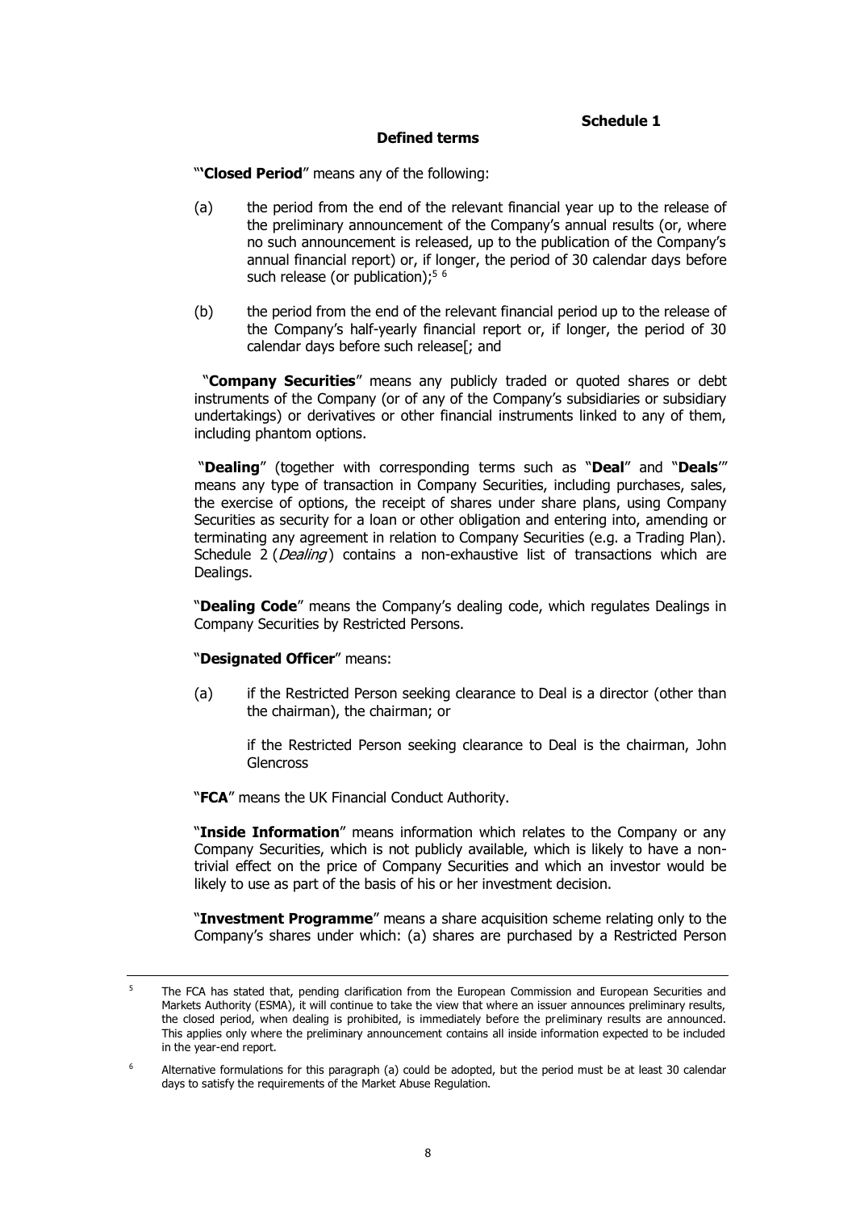**Schedule 1**

**Defined terms**

"'**Closed Period**" means any of the following:

(a) the period from the end of the relevant financial year up to the release of the preliminary announcement of the Company's annual results (or, where no such announcement is released, up to the publication of the Company's annual financial report) or, if longer, the period of 30 calendar days before such release (or publication);[5] [6]

(b) the period from the end of the relevant financial period up to the release of the Company's half-yearly financial report or, if longer, the period of 30 calendar days before such release[; and

"**Company Securities**" means any publicly traded or quoted shares or debt instruments of the Company (or of any of the Company's subsidiaries or subsidiary undertakings) or derivatives or other financial instruments linked to any of them, including phantom options.

"**Dealing**" (together with corresponding terms such as "**Deal**" and "**Deals**'" means any type of transaction in Company Securities, including purchases, sales, the exercise of options, the receipt of shares under share plans, using Company Securities as security for a loan or other obligation and entering into, amending or terminating any agreement in relation to Company Securities (e.g. a Trading Plan). Schedule 2 (*Dealing*) contains a non-exhaustive list of transactions which are Dealings.

"**Dealing Code**" means the Company's dealing code, which regulates Dealings in Company Securities by Restricted Persons.

"**Designated Officer**" means:

(a) if the Restricted Person seeking clearance to Deal is a director (other than the chairman), the chairman; or

if the Restricted Person seeking clearance to Deal is the chairman, John Glencross

"**FCA**" means the UK Financial Conduct Authority.

"**Inside Information**" means information which relates to the Company or any Company Securities, which is not publicly available, which is likely to have a non-trivial effect on the price of Company Securities and which an investor would be likely to use as part of the basis of his or her investment decision.

"**Investment Programme**" means a share acquisition scheme relating only to the Company's shares under which: (a) shares are purchased by a Restricted Person

---

[5] The FCA has stated that, pending clarification from the European Commission and European Securities and Markets Authority (ESMA), it will continue to take the view that where an issuer announces preliminary results, the closed period, when dealing is prohibited, is immediately before the preliminary results are announced. This applies only where the preliminary announcement contains all inside information expected to be included in the year-end report.

[6] Alternative formulations for this paragraph (a) could be adopted, but the period must be at least 30 calendar days to satisfy the requirements of the Market Abuse Regulation.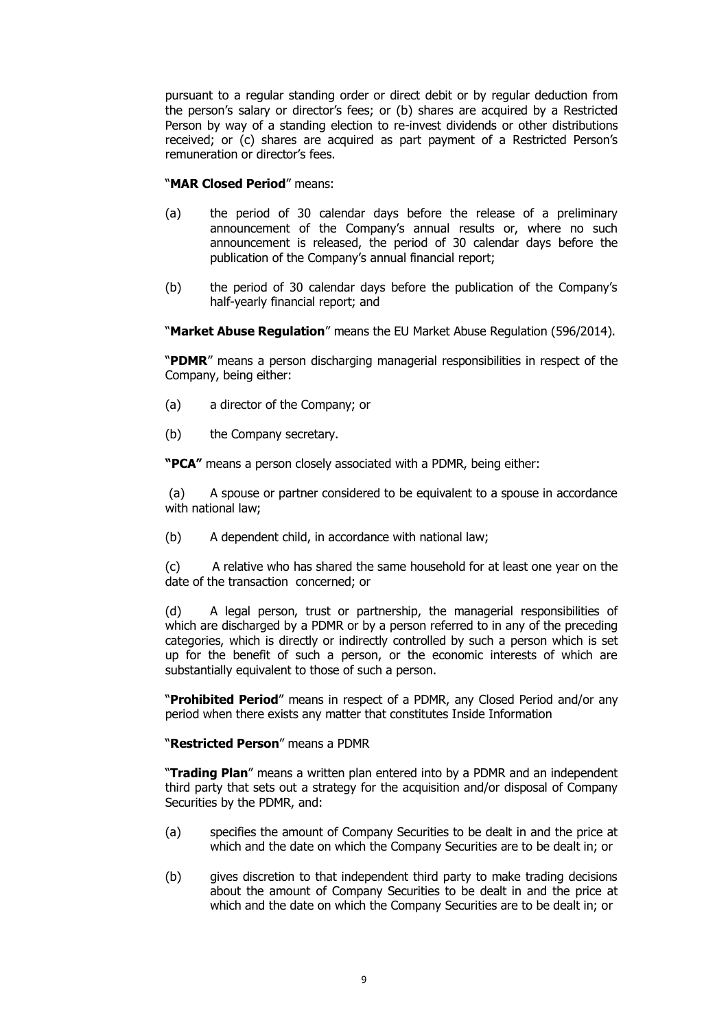pursuant to a regular standing order or direct debit or by regular deduction from the person's salary or director's fees; or (b) shares are acquired by a Restricted Person by way of a standing election to re-invest dividends or other distributions received; or (c) shares are acquired as part payment of a Restricted Person's remuneration or director's fees.

"**MAR Closed Period**" means:

(a) the period of 30 calendar days before the release of a preliminary announcement of the Company's annual results or, where no such announcement is released, the period of 30 calendar days before the publication of the Company's annual financial report;

(b) the period of 30 calendar days before the publication of the Company's half-yearly financial report; and

"**Market Abuse Regulation**" means the EU Market Abuse Regulation (596/2014).

"**PDMR**" means a person discharging managerial responsibilities in respect of the Company, being either:

(a) a director of the Company; or

(b) the Company secretary.

**"PCA"** means a person closely associated with a PDMR, being either:

(a) A spouse or partner considered to be equivalent to a spouse in accordance with national law;

(b) A dependent child, in accordance with national law;

(c) A relative who has shared the same household for at least one year on the date of the transaction concerned; or

(d) A legal person, trust or partnership, the managerial responsibilities of which are discharged by a PDMR or by a person referred to in any of the preceding categories, which is directly or indirectly controlled by such a person which is set up for the benefit of such a person, or the economic interests of which are substantially equivalent to those of such a person.

"**Prohibited Period**" means in respect of a PDMR, any Closed Period and/or any period when there exists any matter that constitutes Inside Information

"**Restricted Person**" means a PDMR

"**Trading Plan**" means a written plan entered into by a PDMR and an independent third party that sets out a strategy for the acquisition and/or disposal of Company Securities by the PDMR, and:

(a) specifies the amount of Company Securities to be dealt in and the price at which and the date on which the Company Securities are to be dealt in; or

(b) gives discretion to that independent third party to make trading decisions about the amount of Company Securities to be dealt in and the price at which and the date on which the Company Securities are to be dealt in; or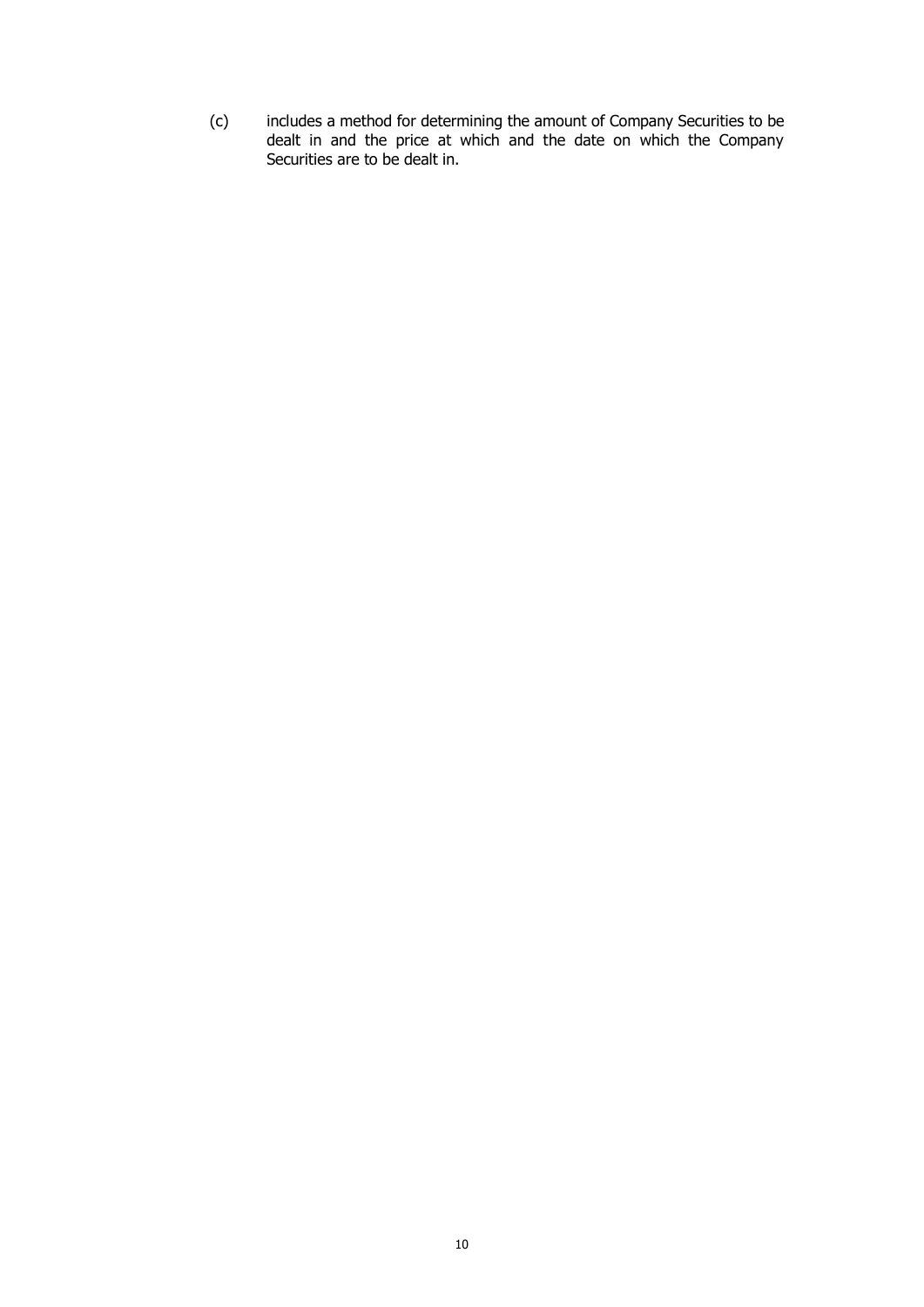(c) includes a method for determining the amount of Company Securities to be dealt in and the price at which and the date on which the Company Securities are to be dealt in.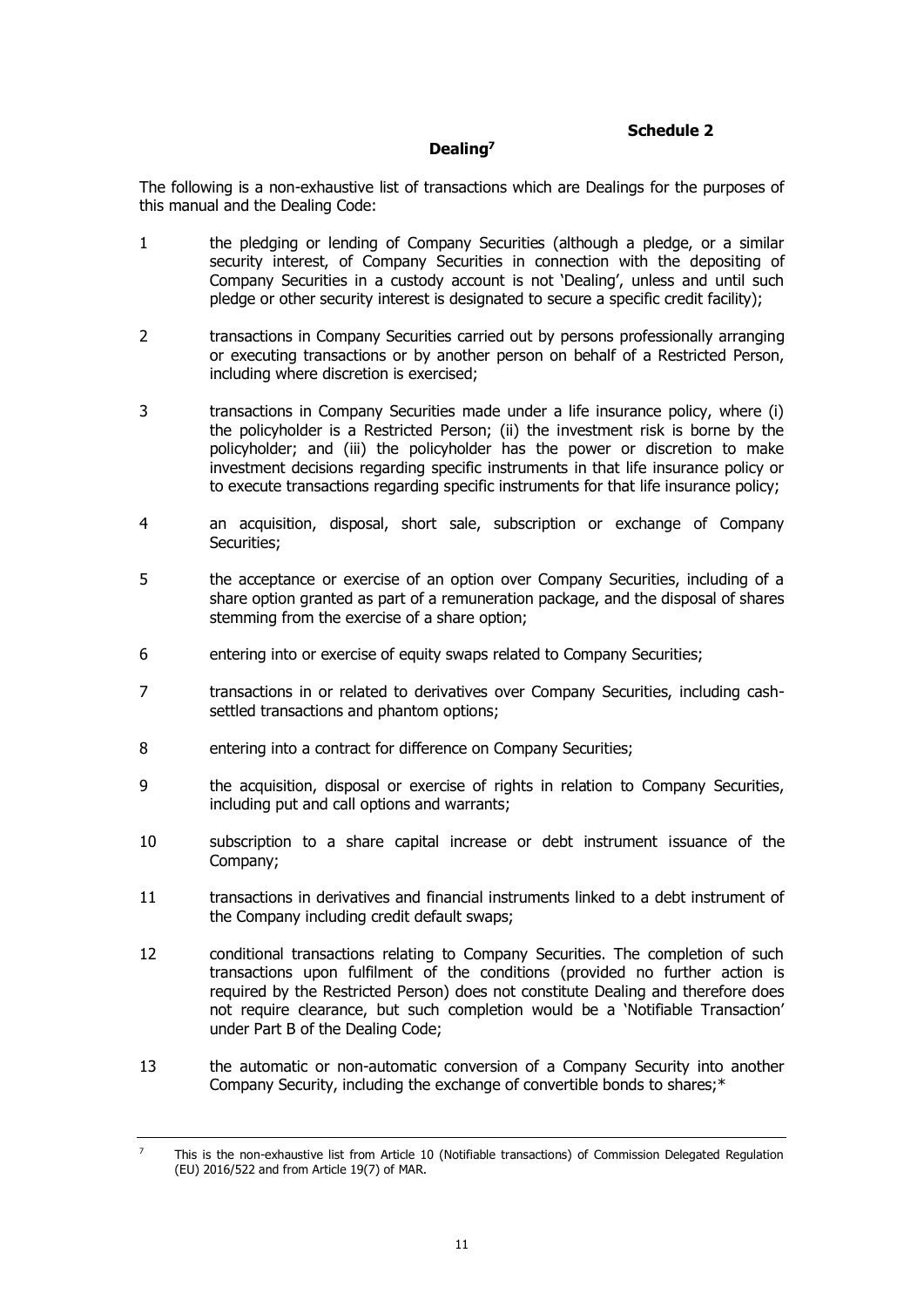**Schedule 2**

## Dealing[7]

The following is a non-exhaustive list of transactions which are Dealings for the purposes of this manual and the Dealing Code:

1. the pledging or lending of Company Securities (although a pledge, or a similar security interest, of Company Securities in connection with the depositing of Company Securities in a custody account is not 'Dealing', unless and until such pledge or other security interest is designated to secure a specific credit facility);
2. transactions in Company Securities carried out by persons professionally arranging or executing transactions or by another person on behalf of a Restricted Person, including where discretion is exercised;
3. transactions in Company Securities made under a life insurance policy, where (i) the policyholder is a Restricted Person; (ii) the investment risk is borne by the policyholder; and (iii) the policyholder has the power or discretion to make investment decisions regarding specific instruments in that life insurance policy or to execute transactions regarding specific instruments for that life insurance policy;
4. an acquisition, disposal, short sale, subscription or exchange of Company Securities;
5. the acceptance or exercise of an option over Company Securities, including of a share option granted as part of a remuneration package, and the disposal of shares stemming from the exercise of a share option;
6. entering into or exercise of equity swaps related to Company Securities;
7. transactions in or related to derivatives over Company Securities, including cash-settled transactions and phantom options;
8. entering into a contract for difference on Company Securities;
9. the acquisition, disposal or exercise of rights in relation to Company Securities, including put and call options and warrants;
10. subscription to a share capital increase or debt instrument issuance of the Company;
11. transactions in derivatives and financial instruments linked to a debt instrument of the Company including credit default swaps;
12. conditional transactions relating to Company Securities. The completion of such transactions upon fulfilment of the conditions (provided no further action is required by the Restricted Person) does not constitute Dealing and therefore does not require clearance, but such completion would be a 'Notifiable Transaction' under Part B of the Dealing Code;
13. the automatic or non-automatic conversion of a Company Security into another Company Security, including the exchange of convertible bonds to shares;*

---

[7] This is the non-exhaustive list from Article 10 (Notifiable transactions) of Commission Delegated Regulation (EU) 2016/522 and from Article 19(7) of MAR.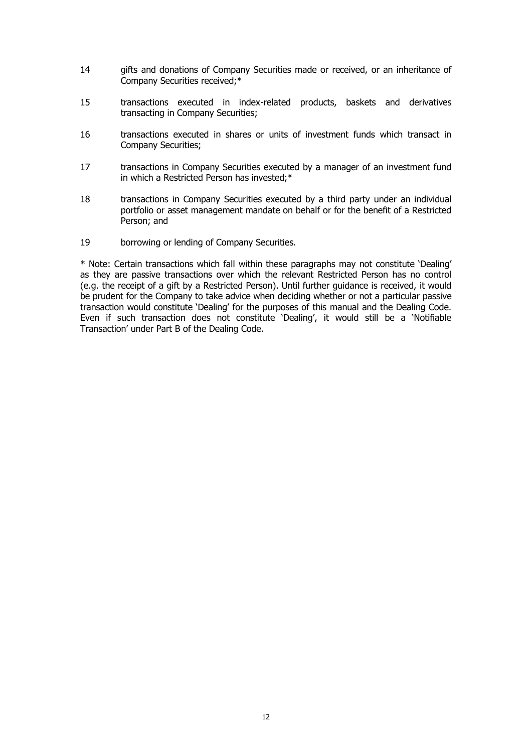14 gifts and donations of Company Securities made or received, or an inheritance of Company Securities received;*

15 transactions executed in index-related products, baskets and derivatives transacting in Company Securities;

16 transactions executed in shares or units of investment funds which transact in Company Securities;

17 transactions in Company Securities executed by a manager of an investment fund in which a Restricted Person has invested;*

18 transactions in Company Securities executed by a third party under an individual portfolio or asset management mandate on behalf or for the benefit of a Restricted Person; and

19 borrowing or lending of Company Securities.

* Note: Certain transactions which fall within these paragraphs may not constitute 'Dealing' as they are passive transactions over which the relevant Restricted Person has no control (e.g. the receipt of a gift by a Restricted Person). Until further guidance is received, it would be prudent for the Company to take advice when deciding whether or not a particular passive transaction would constitute 'Dealing' for the purposes of this manual and the Dealing Code. Even if such transaction does not constitute 'Dealing', it would still be a 'Notifiable Transaction' under Part B of the Dealing Code.